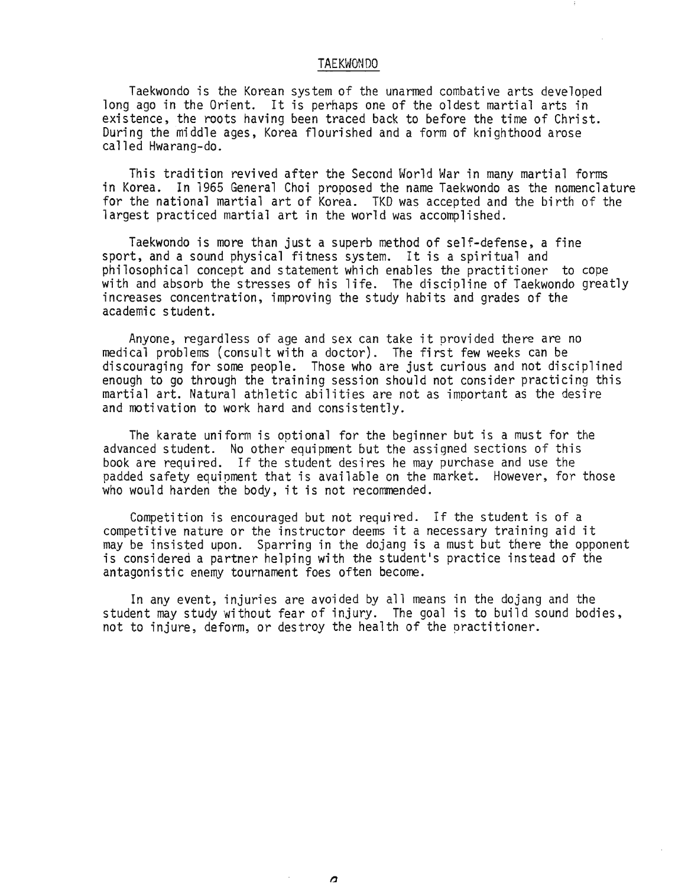# TAEKWONDO

Taekwondo is the Korean system of the unarmed combative arts developed long ago in the Orient. It is perhaps one of the oldest martial arts in existence, the roots having been traced back to before the time of Christ. During the middle ages, Korea flourished and a form of knighthood arose called Hwarang-do.

This tradition revived after the Second World War in many martial forms in Korea. In 1965 General Choi proposed the name Taekwondo as the nomenclature for the national martial art of Korea. TKD was accepted and the birth of the largest practiced martial art in the world was accomplished.

Taekwondo is more than just a superb method of self-defense, a fine sport, and a sound physical fitness system. It is a spiritual and philosophical concept and statement which enables the practitioner to cope with and absorb the stresses of his life. The discipline of Taekwondo greatly increases concentration, improving the study habits and grades of the academic student.

Anyone, regardless of age and sex can take it provided there are no medical problems (consult with a doctor). The first few weeks can be discouraging for some people. Those who are just curious and not disciplined enough to go through the training session should not consider practicing this martial art. Natural athletic abilities are not as important as the desire and motivation to work hard and consistently.

The karate uniform is optional for the beginner but is a must for the advanced student. No other equipment but the assigned sections of this book are required. If the student desires he may purchase and use the padded safety equipment that is available on the market. However, for those who would harden the body, it is not recommended.

Competition is encouraged but not required. If the student is of a competitive nature or the instructor deems it a necessary training aid it may be insisted upon. Sparring in the dojang is a must but there the opponent is considered a partner helping with the student's practice instead of the antagonistic enemy tournament foes often become.

In any event, injuries are avoided by all means in the dojang and the student may study without fear of injury. The goal is to build sound bodies, not to injure, deform, or destroy the health of the practitioner.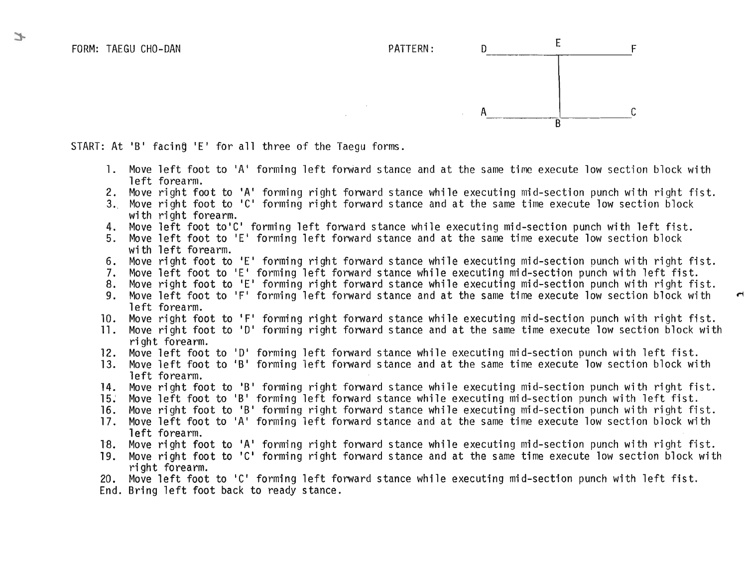FORM: TAEGU CHO-DAN

PATTERN:

```
D__________E__________F
           |
           |
           |
A__________|__________C
           B
```

START: At 'B' facing 'E' for all three of the Taegu forms.

1. Move left foot to 'A' forming left forward stance and at the same time execute low section block with left forearm.
2. Move right foot to 'A' forming right forward stance while executing mid-section punch with right fist.
3. Move right foot to 'C' forming right forward stance and at the same time execute low section block with right forearm.
4. Move left foot to'C' forming left forward stance while executing mid-section punch with left fist.
5. Move left foot to 'E' forming left forward stance and at the same time execute low section block with left forearm.
6. Move right foot to 'E' forming right forward stance while executing mid-section punch with right fist.
7. Move left foot to 'E' forming left forward stance while executing mid-section punch with left fist.
8. Move right foot to 'E' forming right forward stance while executing mid-section punch with right fist.
9. Move left foot to 'F' forming left forward stance and at the same time execute low section block with left forearm.
10. Move right foot to 'F' forming right forward stance while executing mid-section punch with right fist.
11. Move right foot to 'D' forming right forward stance and at the same time execute low section block with right forearm.
12. Move left foot to 'D' forming left forward stance while executing mid-section punch with left fist.
13. Move left foot to 'B' forming left forward stance and at the same time execute low section block with left forearm.
14. Move right foot to 'B' forming right forward stance while executing mid-section punch with right fist.
15. Move left foot to 'B' forming left forward stance while executing mid-section punch with left fist.
16. Move right foot to 'B' forming right forward stance while executing mid-section punch with right fist.
17. Move left foot to 'A' forming left forward stance and at the same time execute low section block with left forearm.
18. Move right foot to 'A' forming right forward stance while executing mid-section punch with right fist.
19. Move right foot to 'C' forming right forward stance and at the same time execute low section block with right forearm.
20. Move left foot to 'C' forming left forward stance while executing mid-section punch with left fist.

End. Bring left foot back to ready stance.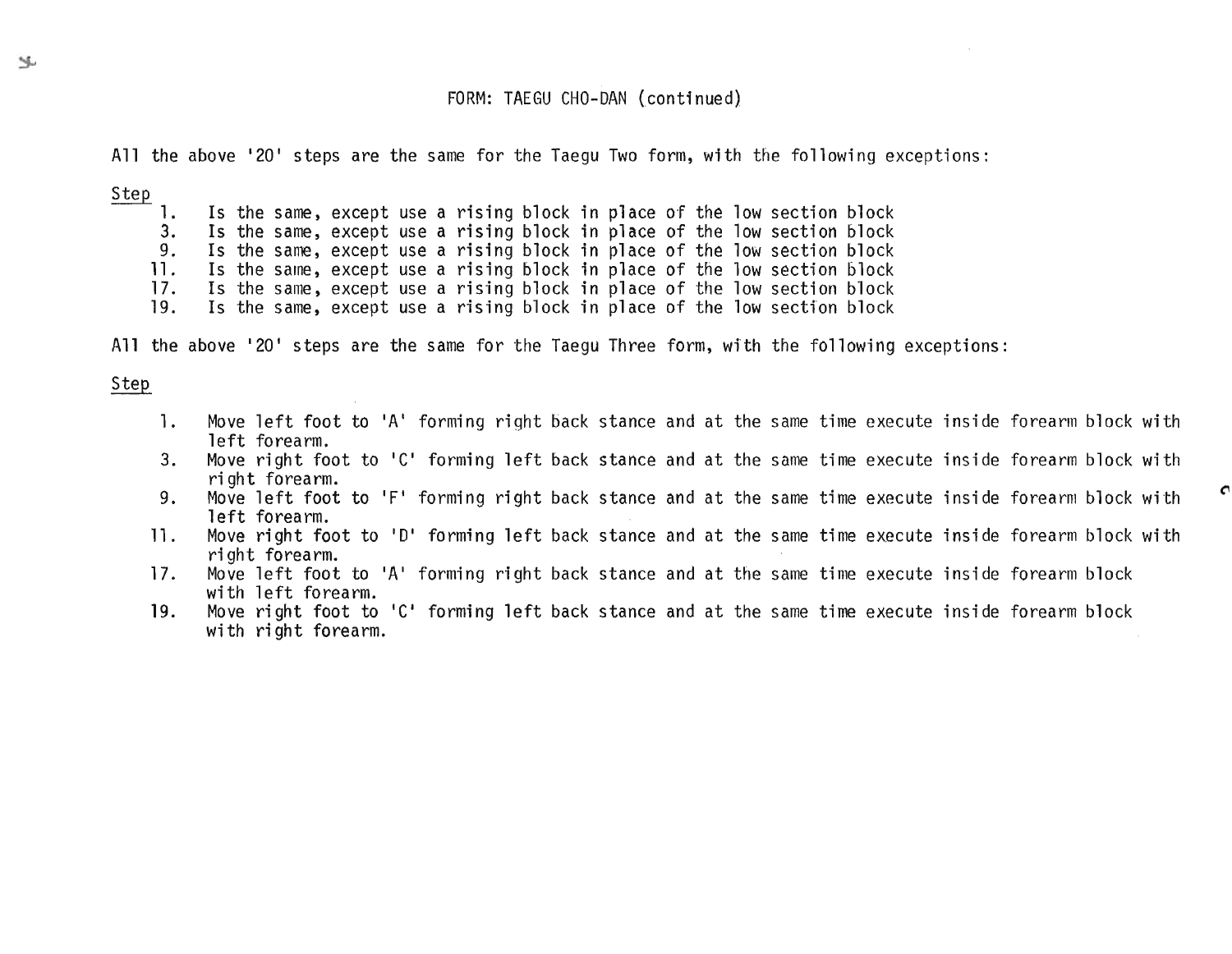## FORM: TAEGU CHO-DAN (continued)

All the above '20' steps are the same for the Taegu Two form, with the following exceptions:

Step

1. Is the same, except use a rising block in place of the low section block
3. Is the same, except use a rising block in place of the low section block
9. Is the same, except use a rising block in place of the low section block
11. Is the same, except use a rising block in place of the low section block
17. Is the same, except use a rising block in place of the low section block
19. Is the same, except use a rising block in place of the low section block

All the above '20' steps are the same for the Taegu Three form, with the following exceptions:

Step

1. Move left foot to 'A' forming right back stance and at the same time execute inside forearm block with left forearm.
3. Move right foot to 'C' forming left back stance and at the same time execute inside forearm block with right forearm.
9. Move left foot to 'F' forming right back stance and at the same time execute inside forearm block with left forearm.
11. Move right foot to 'D' forming left back stance and at the same time execute inside forearm block with right forearm.
17. Move left foot to 'A' forming right back stance and at the same time execute inside forearm block with left forearm.
19. Move right foot to 'C' forming left back stance and at the same time execute inside forearm block with right forearm.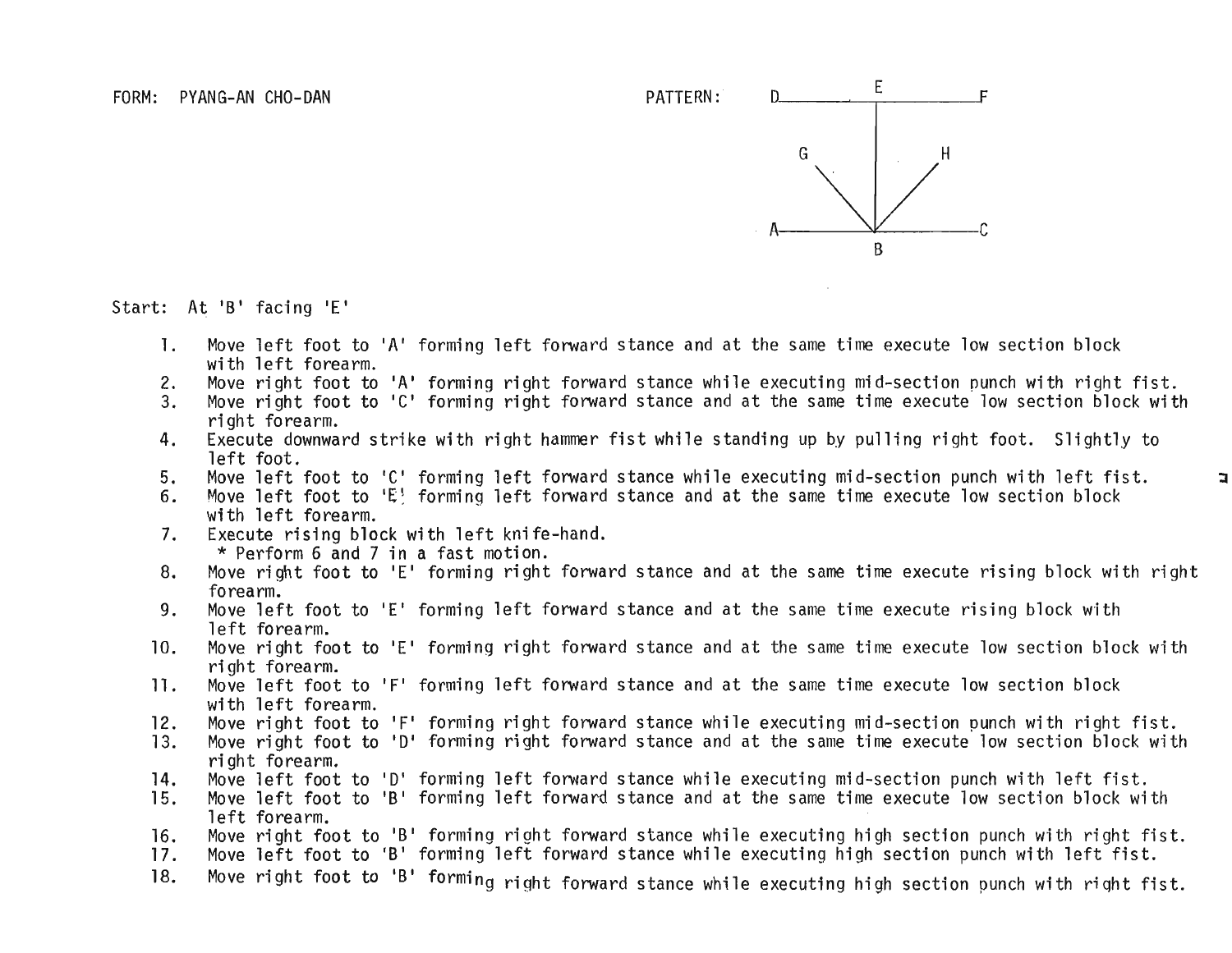FORM: PYANG-AN CHO-DAN

PATTERN:

```
D__________E__________F
           |
     G     |     H
      \    |    /
       \   |   /
        \  |  /
A__________B__________C
```

Start: At 'B' facing 'E'

1. Move left foot to 'A' forming left forward stance and at the same time execute low section block with left forearm.
2. Move right foot to 'A' forming right forward stance while executing mid-section punch with right fist.
3. Move right foot to 'C' forming right forward stance and at the same time execute low section block with right forearm.
4. Execute downward strike with right hammer fist while standing up by pulling right foot. Slightly to left foot.
5. Move left foot to 'C' forming left forward stance while executing mid-section punch with left fist.
6. Move left foot to 'E' forming left forward stance and at the same time execute low section block with left forearm.
7. Execute rising block with left knife-hand.
   * Perform 6 and 7 in a fast motion.
8. Move right foot to 'E' forming right forward stance and at the same time execute rising block with right forearm.
9. Move left foot to 'E' forming left forward stance and at the same time execute rising block with left forearm.
10. Move right foot to 'E' forming right forward stance and at the same time execute low section block with right forearm.
11. Move left foot to 'F' forming left forward stance and at the same time execute low section block with left forearm.
12. Move right foot to 'F' forming right forward stance while executing mid-section punch with right fist.
13. Move right foot to 'D' forming right forward stance and at the same time execute low section block with right forearm.
14. Move left foot to 'D' forming left forward stance while executing mid-section punch with left fist.
15. Move left foot to 'B' forming left forward stance and at the same time execute low section block with left forearm.
16. Move right foot to 'B' forming right forward stance while executing high section punch with right fist.
17. Move left foot to 'B' forming left forward stance while executing high section punch with left fist.
18. Move right foot to 'B' forming right forward stance while executing high section punch with right fist.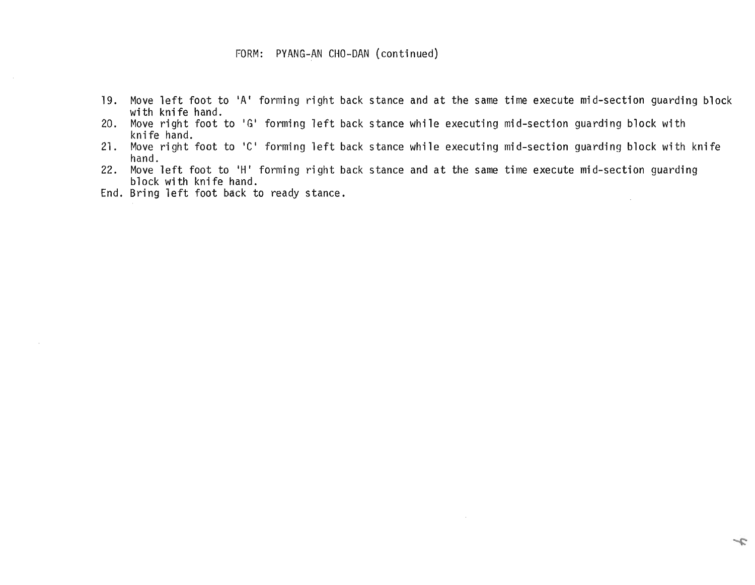FORM: PYANG-AN CHO-DAN (continued)

19. Move left foot to 'A' forming right back stance and at the same time execute mid-section guarding block with knife hand.
20. Move right foot to 'G' forming left back stance while executing mid-section guarding block with knife hand.
21. Move right foot to 'C' forming left back stance while executing mid-section guarding block with knife hand.
22. Move left foot to 'H' forming right back stance and at the same time execute mid-section guarding block with knife hand.

End. Bring left foot back to ready stance.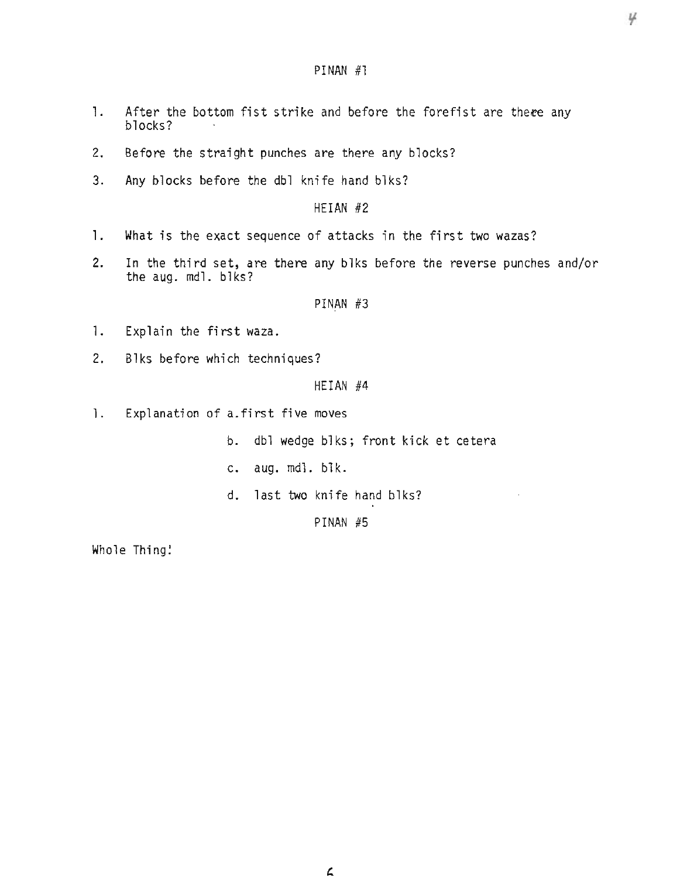## PINAN #1

1. After the bottom fist strike and before the forefist are there any blocks?
2. Before the straight punches are there any blocks?
3. Any blocks before the dbl knife hand blks?

## HEIAN #2

1. What is the exact sequence of attacks in the first two wazas?
2. In the third set, are there any blks before the reverse punches and/or the aug. mdl. blks?

## PINAN #3

1. Explain the first waza.
2. Blks before which techniques?

## HEIAN #4

1. Explanation of a. first five moves
   - b. dbl wedge blks; front kick et cetera
   - c. aug. mdl. blk.
   - d. last two knife hand blks?

## PINAN #5

Whole Thing!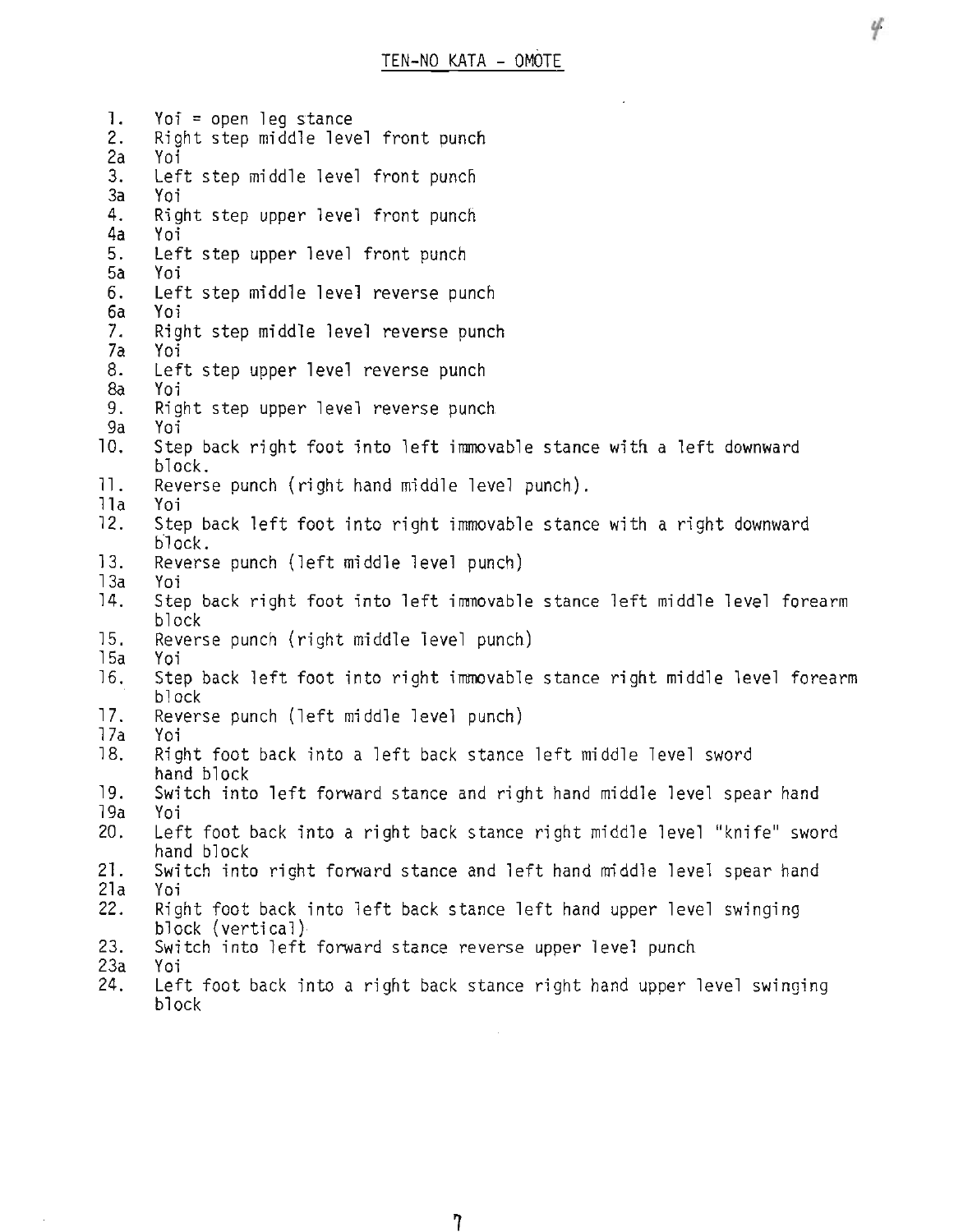## TEN-NO KATA - OMOTE

1. Yoi = open leg stance
2. Right step middle level front punch
2a Yoi
3. Left step middle level front punch
3a Yoi
4. Right step upper level front punch
4a Yoi
5. Left step upper level front punch
5a Yoi
6. Left step middle level reverse punch
6a Yoi
7. Right step middle level reverse punch
7a Yoi
8. Left step upper level reverse punch
8a Yoi
9. Right step upper level reverse punch
9a Yoi
10. Step back right foot into left immovable stance with a left downward block.
11. Reverse punch (right hand middle level punch).
11a Yoi
12. Step back left foot into right immovable stance with a right downward block.
13. Reverse punch (left middle level punch)
13a Yoi
14. Step back right foot into left immovable stance left middle level forearm block
15. Reverse punch (right middle level punch)
15a Yoi
16. Step back left foot into right immovable stance right middle level forearm block
17. Reverse punch (left middle level punch)
17a Yoi
18. Right foot back into a left back stance left middle level sword hand block
19. Switch into left forward stance and right hand middle level spear hand
19a Yoi
20. Left foot back into a right back stance right middle level "knife" sword hand block
21. Switch into right forward stance and left hand middle level spear hand
21a Yoi
22. Right foot back into left back stance left hand upper level swinging block (vertical)
23. Switch into left forward stance reverse upper level punch
23a Yoi
24. Left foot back into a right back stance right hand upper level swinging block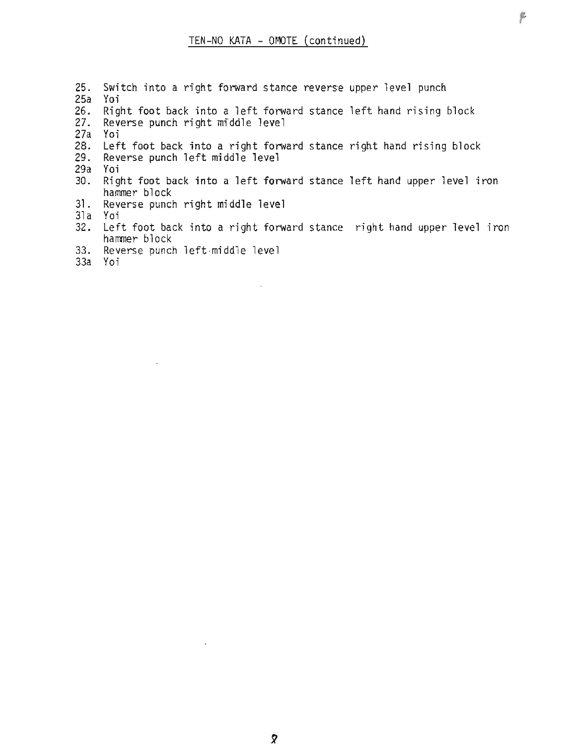## TEN-NO KATA - OMOTE (continued)

25. Switch into a right forward stance reverse upper level punch
25a Yoi
26. Right foot back into a left forward stance left hand rising block
27. Reverse punch right middle level
27a Yoi
28. Left foot back into a right forward stance right hand rising block
29. Reverse punch left middle level
29a Yoi
30. Right foot back into a left forward stance left hand upper level iron hammer block
31. Reverse punch right middle level
31a Yoi
32. Left foot back into a right forward stance right hand upper level iron hammer block
33. Reverse punch left middle level
33a Yoi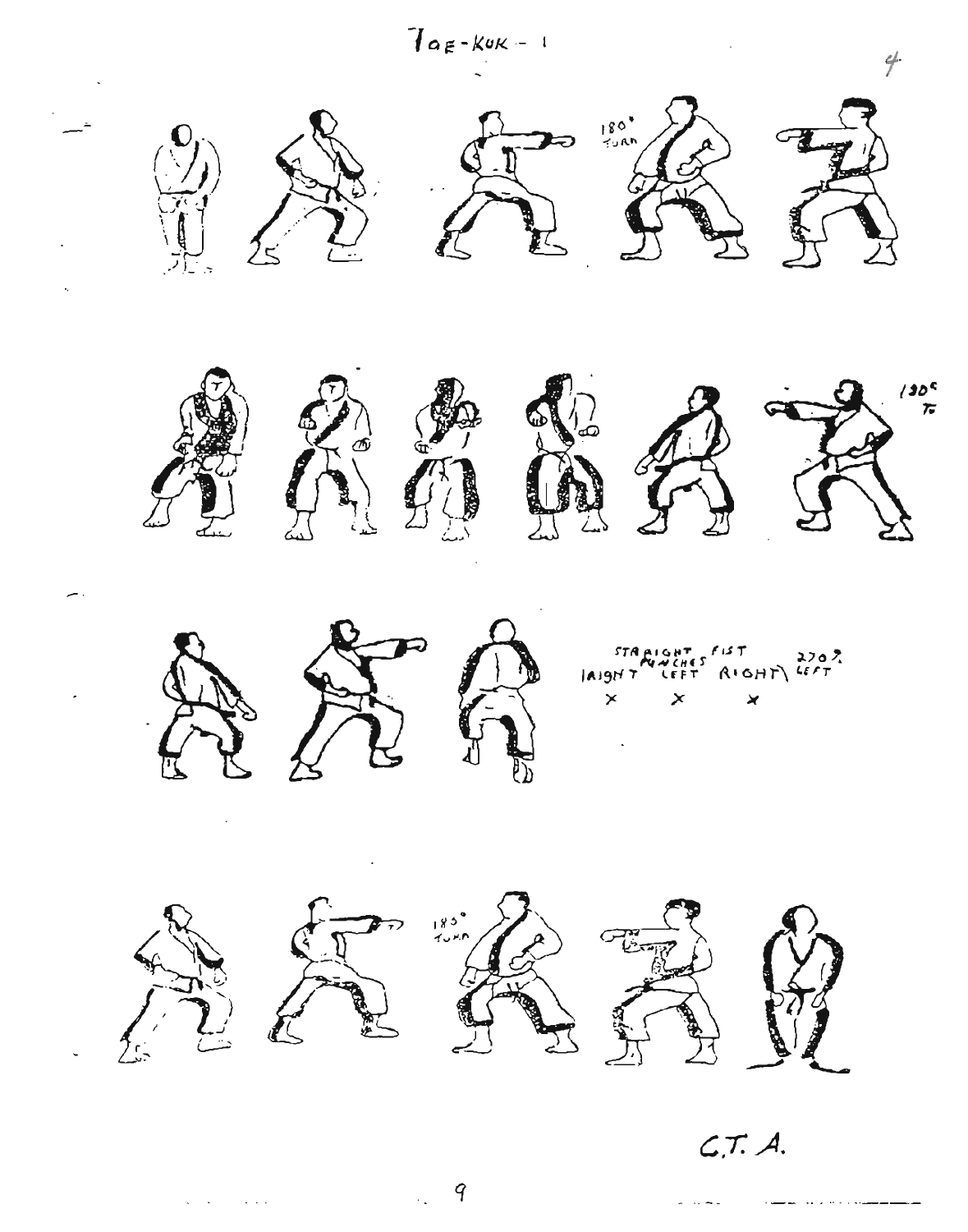# TAE-KUK - 1

180° TURN

180° TU

STRAIGHT FIST PUNCHES (RIGHT LEFT RIGHT) 270° LEFT

× × ×

185° TURN

C.T. A.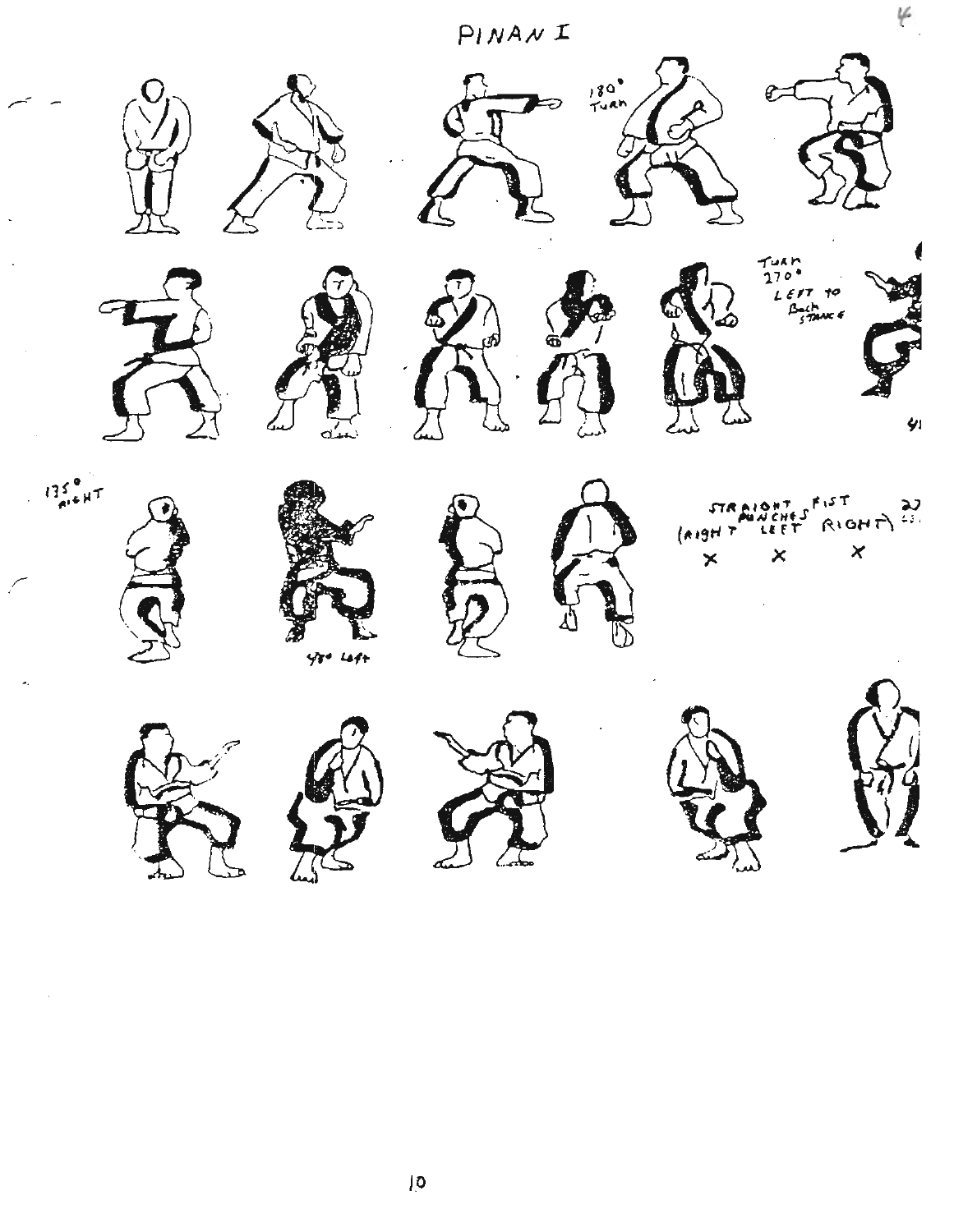# PINAN I

180° Turn

Turn 270° LEFT TO Back STANCE

135° RIGHT

45° Left

STRAIGHT FIST PUNCHES (RIGHT LEFT RIGHT)

× × ×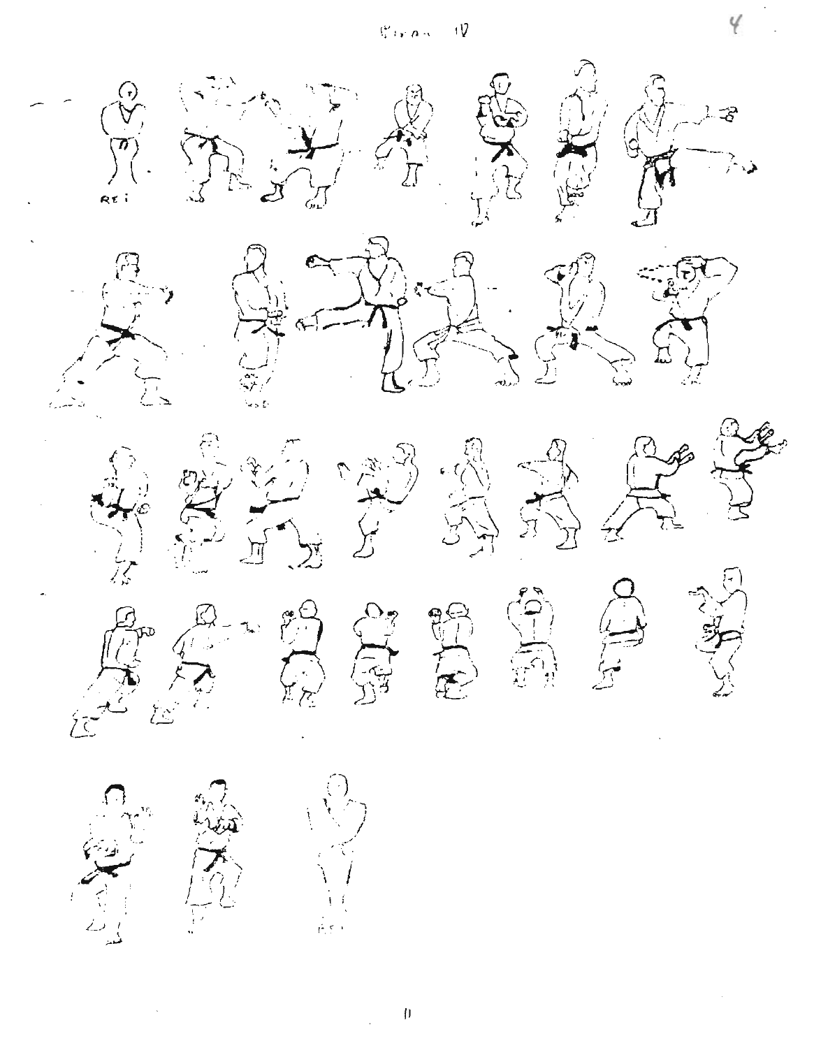REI

REI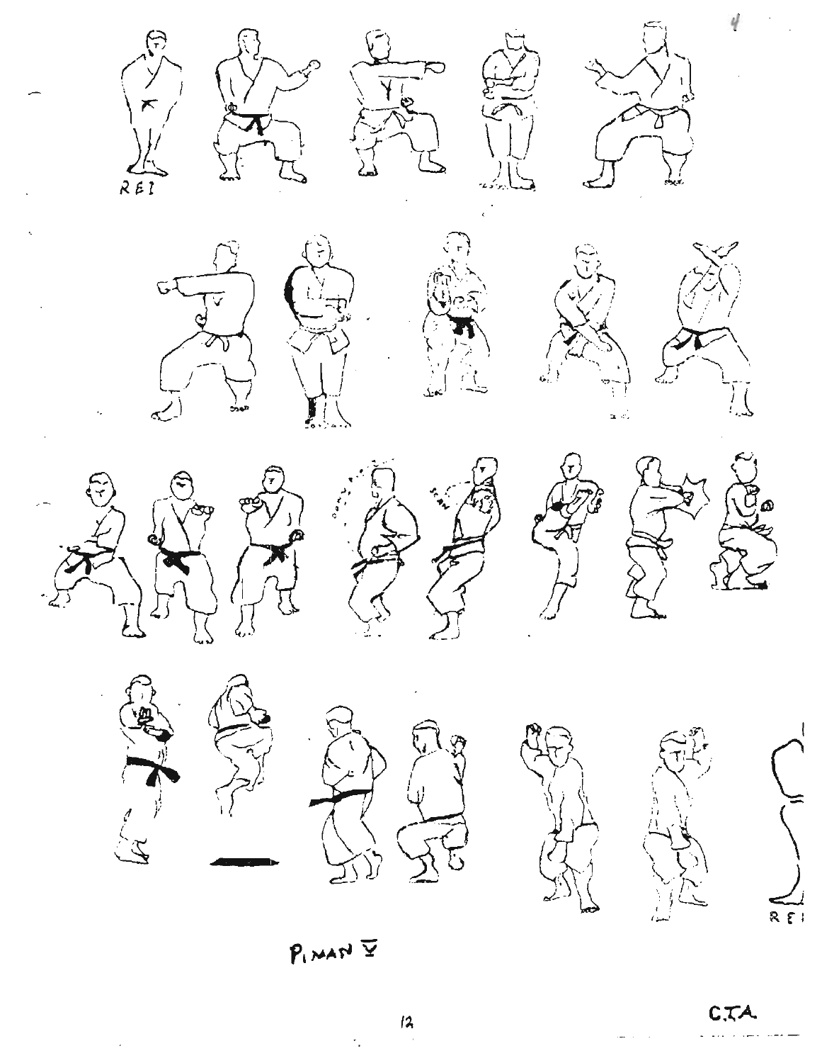REI

REI

PINAN V

C.T.A.